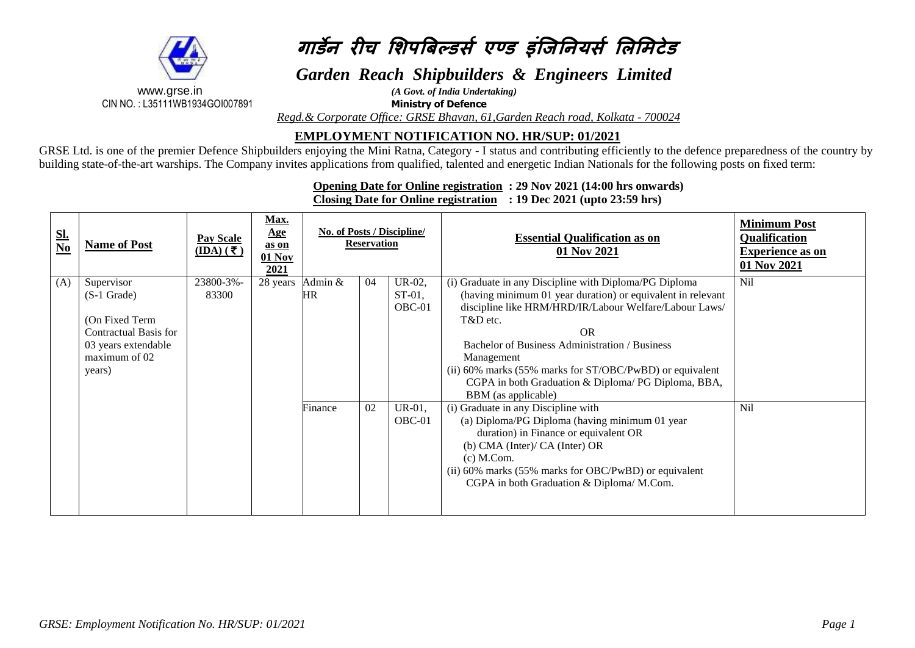# गार्डेन रीच शिपबिल्डर्स एण्ड इंजिनियर्स लिमिटेड

## *Garden Reach Shipbuilders & Engineers Limited*

www.grse.in
CIN NO. : L35111WB1934GOI007891

*(A Govt. of India Undertaking)*
**Ministry of Defence**
*Regd.& Corporate Office: GRSE Bhavan, 61,Garden Reach road, Kolkata - 700024*

### EMPLOYMENT NOTIFICATION NO. HR/SUP: 01/2021

GRSE Ltd. is one of the premier Defence Shipbuilders enjoying the Mini Ratna, Category - I status and contributing efficiently to the defence preparedness of the country by building state-of-the-art warships. The Company invites applications from qualified, talented and energetic Indian Nationals for the following posts on fixed term:

**Opening Date for Online registration : 29 Nov 2021 (14:00 hrs onwards)**
**Closing Date for Online registration : 19 Dec 2021 (upto 23:59 hrs)**

| Sl. No | Name of Post | Pay Scale (IDA) (₹) | Max. Age as on 01 Nov 2021 | No. of Posts / Discipline/ Reservation | | | Essential Qualification as on 01 Nov 2021 | Minimum Post Qualification Experience as on 01 Nov 2021 |
|---|---|---|---|---|---|---|---|---|
| (A) | Supervisor (S-1 Grade) (On Fixed Term Contractual Basis for 03 years extendable maximum of 02 years) | 23800-3%-83300 | 28 years | Admin & HR | 04 | UR-02, ST-01, OBC-01 | (i) Graduate in any Discipline with Diploma/PG Diploma (having minimum 01 year duration) or equivalent in relevant discipline like HRM/HRD/IR/Labour Welfare/Labour Laws/ T&D etc. OR Bachelor of Business Administration / Business Management (ii) 60% marks (55% marks for ST/OBC/PwBD) or equivalent CGPA in both Graduation & Diploma/ PG Diploma, BBA, BBM (as applicable) | Nil |
| | | | | Finance | 02 | UR-01, OBC-01 | (i) Graduate in any Discipline with (a) Diploma/PG Diploma (having minimum 01 year duration) in Finance or equivalent OR (b) CMA (Inter)/ CA (Inter) OR (c) M.Com. (ii) 60% marks (55% marks for OBC/PwBD) or equivalent CGPA in both Graduation & Diploma/ M.Com. | Nil |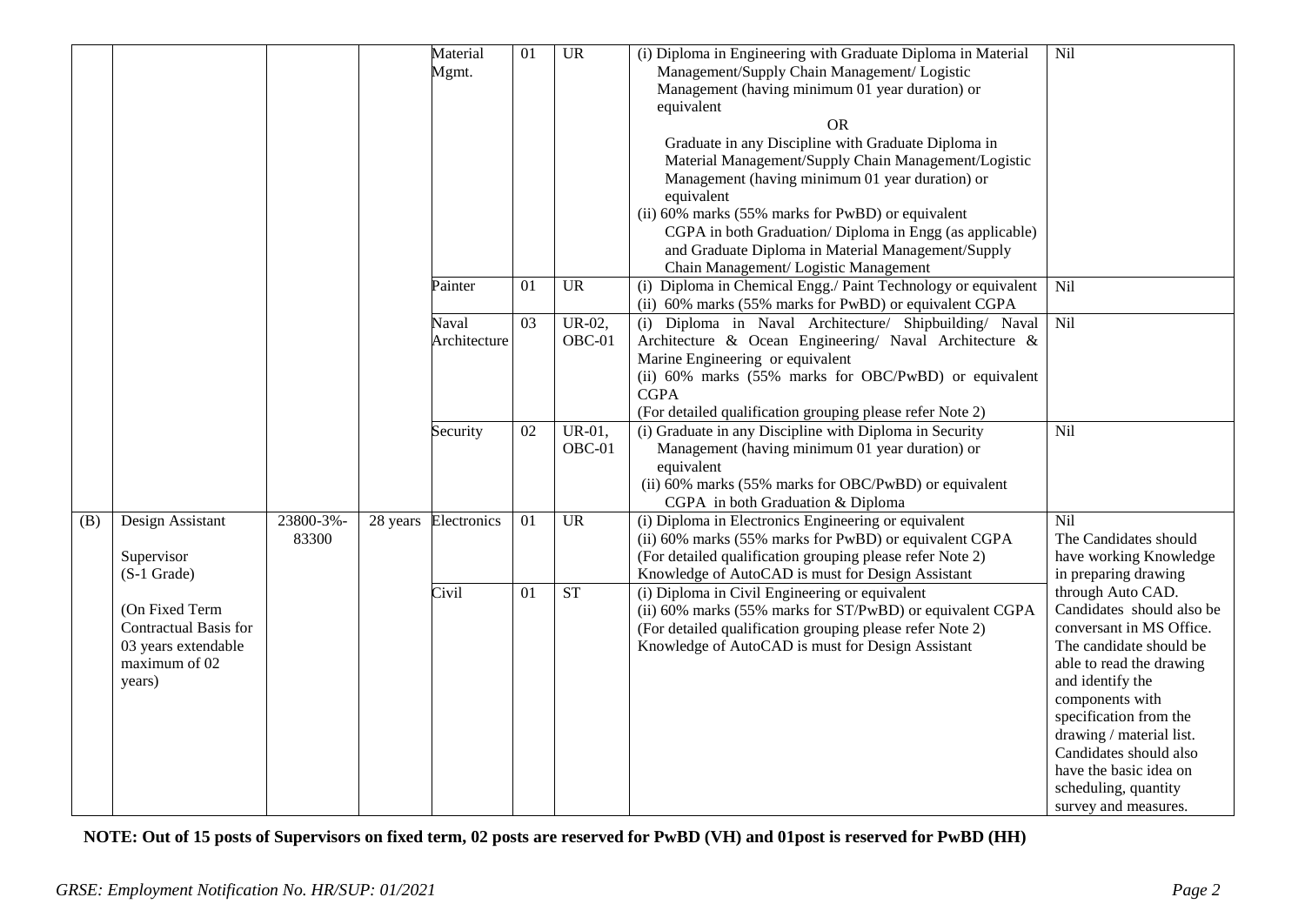| | | | | | | | | |
|---|---|---|---|---|---|---|---|---|
| | | | | Material Mgmt. | 01 | UR | (i) Diploma in Engineering with Graduate Diploma in Material Management/Supply Chain Management/ Logistic Management (having minimum 01 year duration) or equivalent<br>OR<br>Graduate in any Discipline with Graduate Diploma in Material Management/Supply Chain Management/Logistic Management (having minimum 01 year duration) or equivalent<br>(ii) 60% marks (55% marks for PwBD) or equivalent CGPA in both Graduation/ Diploma in Engg (as applicable) and Graduate Diploma in Material Management/Supply Chain Management/ Logistic Management | Nil |
| | | | | Painter | 01 | UR | (i) Diploma in Chemical Engg./ Paint Technology or equivalent<br>(ii) 60% marks (55% marks for PwBD) or equivalent CGPA | Nil |
| | | | | Naval Architecture | 03 | UR-02, OBC-01 | (i) Diploma in Naval Architecture/ Shipbuilding/ Naval Architecture & Ocean Engineering/ Naval Architecture & Marine Engineering or equivalent<br>(ii) 60% marks (55% marks for OBC/PwBD) or equivalent CGPA<br>(For detailed qualification grouping please refer Note 2) | Nil |
| | | | | Security | 02 | UR-01, OBC-01 | (i) Graduate in any Discipline with Diploma in Security Management (having minimum 01 year duration) or equivalent<br>(ii) 60% marks (55% marks for OBC/PwBD) or equivalent CGPA in both Graduation & Diploma | Nil |
| (B) | Design Assistant<br><br>Supervisor (S-1 Grade)<br><br>(On Fixed Term Contractual Basis for 03 years extendable maximum of 02 years) | 23800-3%-83300 | 28 years | Electronics | 01 | UR | (i) Diploma in Electronics Engineering or equivalent<br>(ii) 60% marks (55% marks for PwBD) or equivalent CGPA<br>(For detailed qualification grouping please refer Note 2)<br>Knowledge of AutoCAD is must for Design Assistant | Nil<br>The Candidates should have working Knowledge in preparing drawing through Auto CAD. Candidates should also be conversant in MS Office. The candidate should be able to read the drawing and identify the components with specification from the drawing / material list. Candidates should also have the basic idea on scheduling, quantity survey and measures. |
| | | | | Civil | 01 | ST | (i) Diploma in Civil Engineering or equivalent<br>(ii) 60% marks (55% marks for ST/PwBD) or equivalent CGPA<br>(For detailed qualification grouping please refer Note 2)<br>Knowledge of AutoCAD is must for Design Assistant | |

**NOTE: Out of 15 posts of Supervisors on fixed term, 02 posts are reserved for PwBD (VH) and 01post is reserved for PwBD (HH)**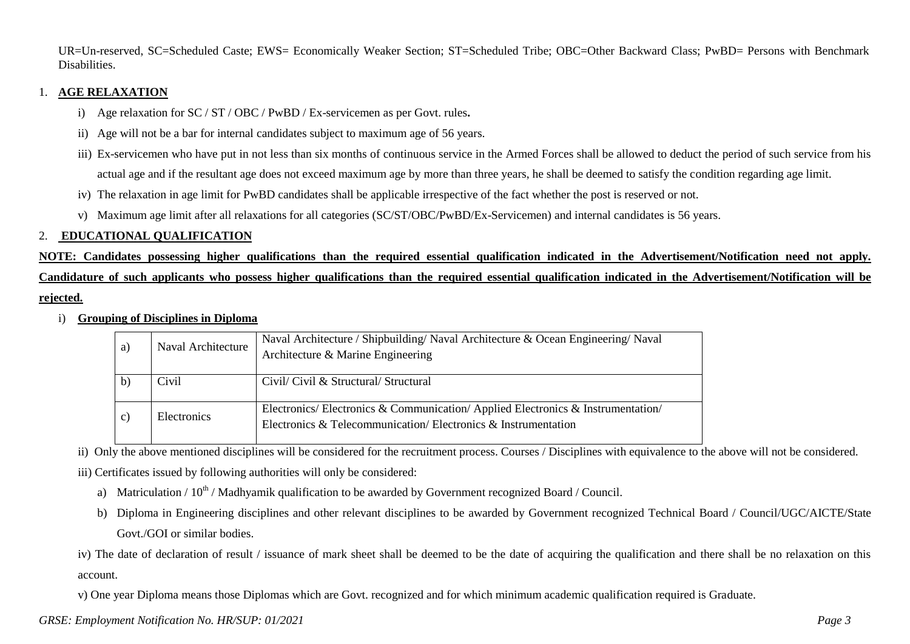UR=Un-reserved, SC=Scheduled Caste; EWS= Economically Weaker Section; ST=Scheduled Tribe; OBC=Other Backward Class; PwBD= Persons with Benchmark Disabilities.

## 1. AGE RELAXATION

i) Age relaxation for SC / ST / OBC / PwBD / Ex-servicemen as per Govt. rules**.**

ii) Age will not be a bar for internal candidates subject to maximum age of 56 years.

iii) Ex-servicemen who have put in not less than six months of continuous service in the Armed Forces shall be allowed to deduct the period of such service from his actual age and if the resultant age does not exceed maximum age by more than three years, he shall be deemed to satisfy the condition regarding age limit.

iv) The relaxation in age limit for PwBD candidates shall be applicable irrespective of the fact whether the post is reserved or not.

v) Maximum age limit after all relaxations for all categories (SC/ST/OBC/PwBD/Ex-Servicemen) and internal candidates is 56 years.

## 2. EDUCATIONAL QUALIFICATION

**NOTE: Candidates possessing higher qualifications than the required essential qualification indicated in the Advertisement/Notification need not apply. Candidature of such applicants who possess higher qualifications than the required essential qualification indicated in the Advertisement/Notification will be rejected.**

i) **Grouping of Disciplines in Diploma**

| | | |
|---|---|---|
| a) | Naval Architecture | Naval Architecture / Shipbuilding/ Naval Architecture & Ocean Engineering/ Naval Architecture & Marine Engineering |
| b) | Civil | Civil/ Civil & Structural/ Structural |
| c) | Electronics | Electronics/ Electronics & Communication/ Applied Electronics & Instrumentation/ Electronics & Telecommunication/ Electronics & Instrumentation |

ii) Only the above mentioned disciplines will be considered for the recruitment process. Courses / Disciplines with equivalence to the above will not be considered.

iii) Certificates issued by following authorities will only be considered:

a) Matriculation / 10th / Madhyamik qualification to be awarded by Government recognized Board / Council.

b) Diploma in Engineering disciplines and other relevant disciplines to be awarded by Government recognized Technical Board / Council/UGC/AICTE/State Govt./GOI or similar bodies.

iv) The date of declaration of result / issuance of mark sheet shall be deemed to be the date of acquiring the qualification and there shall be no relaxation on this account.

v) One year Diploma means those Diplomas which are Govt. recognized and for which minimum academic qualification required is Graduate.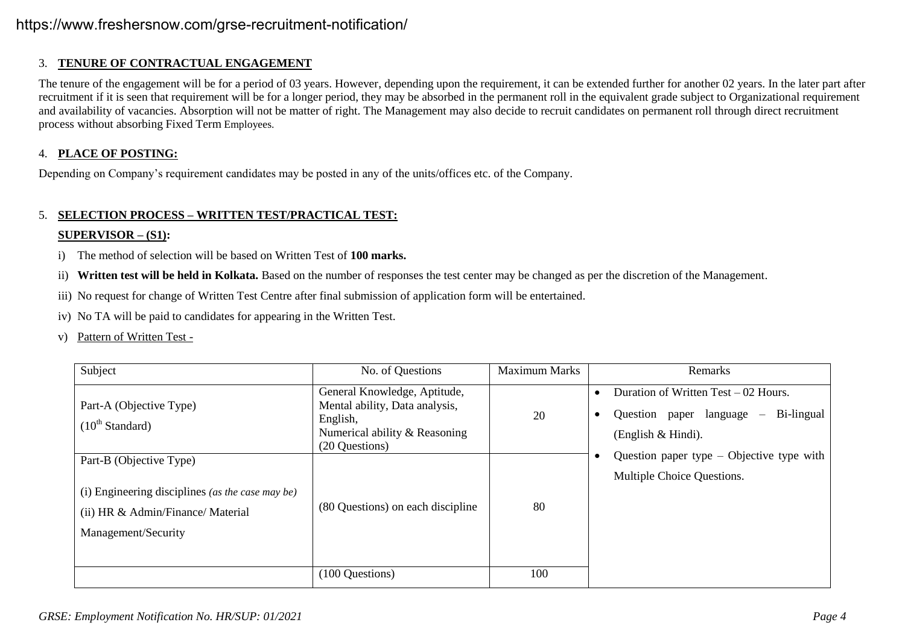### 3. **TENURE OF CONTRACTUAL ENGAGEMENT**

The tenure of the engagement will be for a period of 03 years. However, depending upon the requirement, it can be extended further for another 02 years. In the later part after recruitment if it is seen that requirement will be for a longer period, they may be absorbed in the permanent roll in the equivalent grade subject to Organizational requirement and availability of vacancies. Absorption will not be matter of right. The Management may also decide to recruit candidates on permanent roll through direct recruitment process without absorbing Fixed Term Employees.

### 4. **PLACE OF POSTING:**

Depending on Company's requirement candidates may be posted in any of the units/offices etc. of the Company.

### 5. **SELECTION PROCESS – WRITTEN TEST/PRACTICAL TEST:**

**SUPERVISOR – (S1):**

i) The method of selection will be based on Written Test of **100 marks.**

ii) **Written test will be held in Kolkata.** Based on the number of responses the test center may be changed as per the discretion of the Management.

iii) No request for change of Written Test Centre after final submission of application form will be entertained.

iv) No TA will be paid to candidates for appearing in the Written Test.

v) Pattern of Written Test -

| Subject | No. of Questions | Maximum Marks | Remarks |
|---|---|---|---|
| Part-A (Objective Type) (10th Standard) | General Knowledge, Aptitude, Mental ability, Data analysis, English, Numerical ability & Reasoning (20 Questions) | 20 | • Duration of Written Test – 02 Hours. • Question paper language – Bi-lingual (English & Hindi). • Question paper type – Objective type with Multiple Choice Questions. |
| Part-B (Objective Type) (i) Engineering disciplines *(as the case may be)* (ii) HR & Admin/Finance/ Material Management/Security | (80 Questions) on each discipline | 80 | |
| | (100 Questions) | 100 | |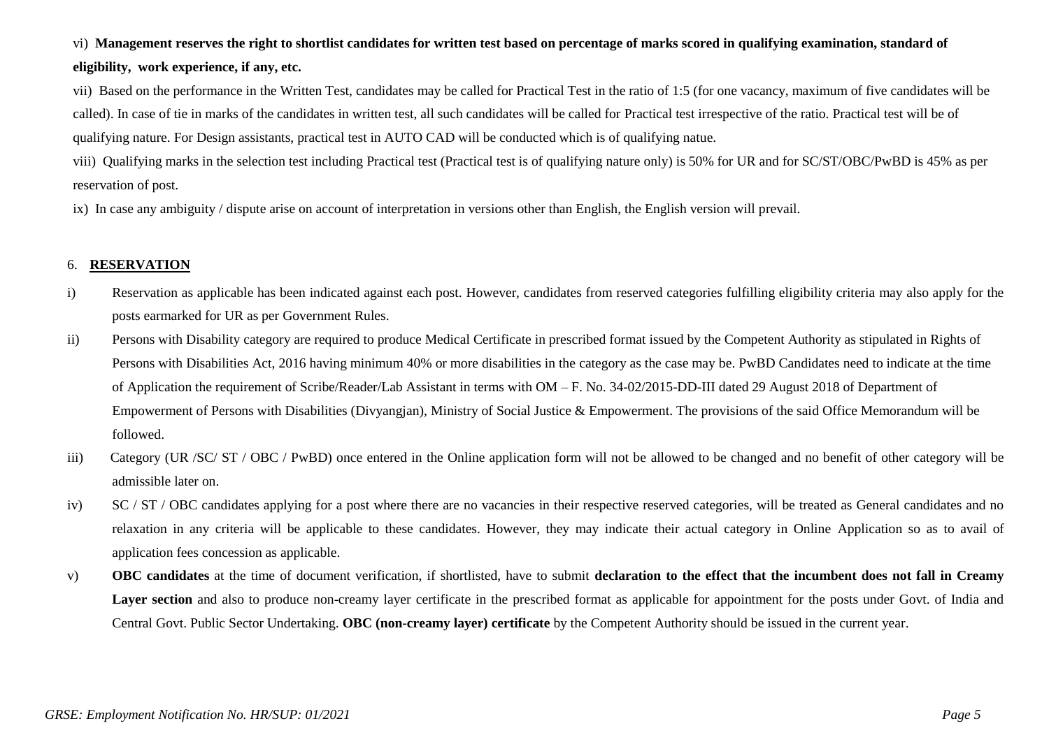vi) **Management reserves the right to shortlist candidates for written test based on percentage of marks scored in qualifying examination, standard of eligibility, work experience, if any, etc.**

vii) Based on the performance in the Written Test, candidates may be called for Practical Test in the ratio of 1:5 (for one vacancy, maximum of five candidates will be called). In case of tie in marks of the candidates in written test, all such candidates will be called for Practical test irrespective of the ratio. Practical test will be of qualifying nature. For Design assistants, practical test in AUTO CAD will be conducted which is of qualifying natue.

viii) Qualifying marks in the selection test including Practical test (Practical test is of qualifying nature only) is 50% for UR and for SC/ST/OBC/PwBD is 45% as per reservation of post.

ix) In case any ambiguity / dispute arise on account of interpretation in versions other than English, the English version will prevail.

6. **RESERVATION**

i) Reservation as applicable has been indicated against each post. However, candidates from reserved categories fulfilling eligibility criteria may also apply for the posts earmarked for UR as per Government Rules.

ii) Persons with Disability category are required to produce Medical Certificate in prescribed format issued by the Competent Authority as stipulated in Rights of Persons with Disabilities Act, 2016 having minimum 40% or more disabilities in the category as the case may be. PwBD Candidates need to indicate at the time of Application the requirement of Scribe/Reader/Lab Assistant in terms with OM – F. No. 34-02/2015-DD-III dated 29 August 2018 of Department of Empowerment of Persons with Disabilities (Divyangjan), Ministry of Social Justice & Empowerment. The provisions of the said Office Memorandum will be followed.

iii) Category (UR /SC/ ST / OBC / PwBD) once entered in the Online application form will not be allowed to be changed and no benefit of other category will be admissible later on.

iv) SC / ST / OBC candidates applying for a post where there are no vacancies in their respective reserved categories, will be treated as General candidates and no relaxation in any criteria will be applicable to these candidates. However, they may indicate their actual category in Online Application so as to avail of application fees concession as applicable.

v) **OBC candidates** at the time of document verification, if shortlisted, have to submit **declaration to the effect that the incumbent does not fall in Creamy Layer section** and also to produce non-creamy layer certificate in the prescribed format as applicable for appointment for the posts under Govt. of India and Central Govt. Public Sector Undertaking. **OBC (non-creamy layer) certificate** by the Competent Authority should be issued in the current year.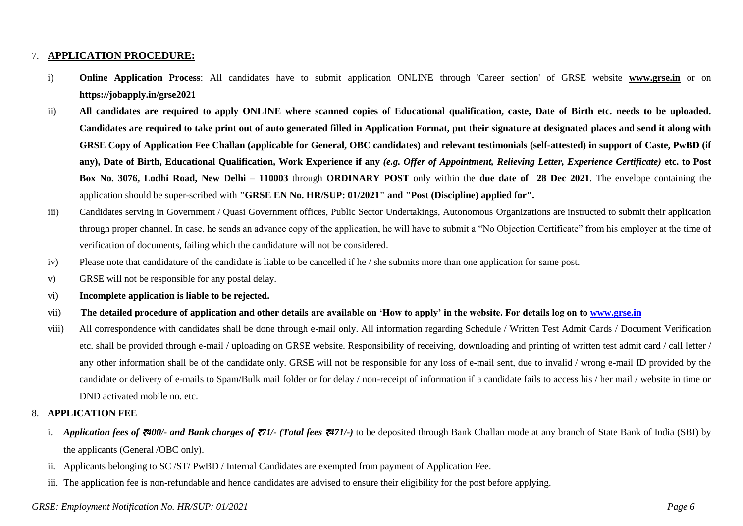7. **APPLICATION PROCEDURE:**

i) **Online Application Process**: All candidates have to submit application ONLINE through 'Career section' of GRSE website **www.grse.in** or on **https://jobapply.in/grse2021**

ii) **All candidates are required to apply ONLINE where scanned copies of Educational qualification, caste, Date of Birth etc. needs to be uploaded. Candidates are required to take print out of auto generated filled in Application Format, put their signature at designated places and send it along with GRSE Copy of Application Fee Challan (applicable for General, OBC candidates) and relevant testimonials (self-attested) in support of Caste, PwBD (if any), Date of Birth, Educational Qualification, Work Experience if any** ***(e.g. Offer of Appointment, Relieving Letter, Experience Certificate)*** **etc. to Post Box No. 3076, Lodhi Road, New Delhi – 110003** through **ORDINARY POST** only within the **due date of 28 Dec 2021**. The envelope containing the application should be super-scribed with **"GRSE EN No. HR/SUP: 01/2021" and "Post (Discipline) applied for".**

iii) Candidates serving in Government / Quasi Government offices, Public Sector Undertakings, Autonomous Organizations are instructed to submit their application through proper channel. In case, he sends an advance copy of the application, he will have to submit a "No Objection Certificate" from his employer at the time of verification of documents, failing which the candidature will not be considered.

iv) Please note that candidature of the candidate is liable to be cancelled if he / she submits more than one application for same post.

v) GRSE will not be responsible for any postal delay.

vi) **Incomplete application is liable to be rejected.**

vii) **The detailed procedure of application and other details are available on 'How to apply' in the website. For details log on to www.grse.in**

viii) All correspondence with candidates shall be done through e-mail only. All information regarding Schedule / Written Test Admit Cards / Document Verification etc. shall be provided through e-mail / uploading on GRSE website. Responsibility of receiving, downloading and printing of written test admit card / call letter / any other information shall be of the candidate only. GRSE will not be responsible for any loss of e-mail sent, due to invalid / wrong e-mail ID provided by the candidate or delivery of e-mails to Spam/Bulk mail folder or for delay / non-receipt of information if a candidate fails to access his / her mail / website in time or DND activated mobile no. etc.

8. **APPLICATION FEE**

i. ***Application fees of ₹400/- and Bank charges of ₹71/- (Total fees ₹471/-)*** to be deposited through Bank Challan mode at any branch of State Bank of India (SBI) by the applicants (General /OBC only).

ii. Applicants belonging to SC /ST/ PwBD / Internal Candidates are exempted from payment of Application Fee.

iii. The application fee is non-refundable and hence candidates are advised to ensure their eligibility for the post before applying.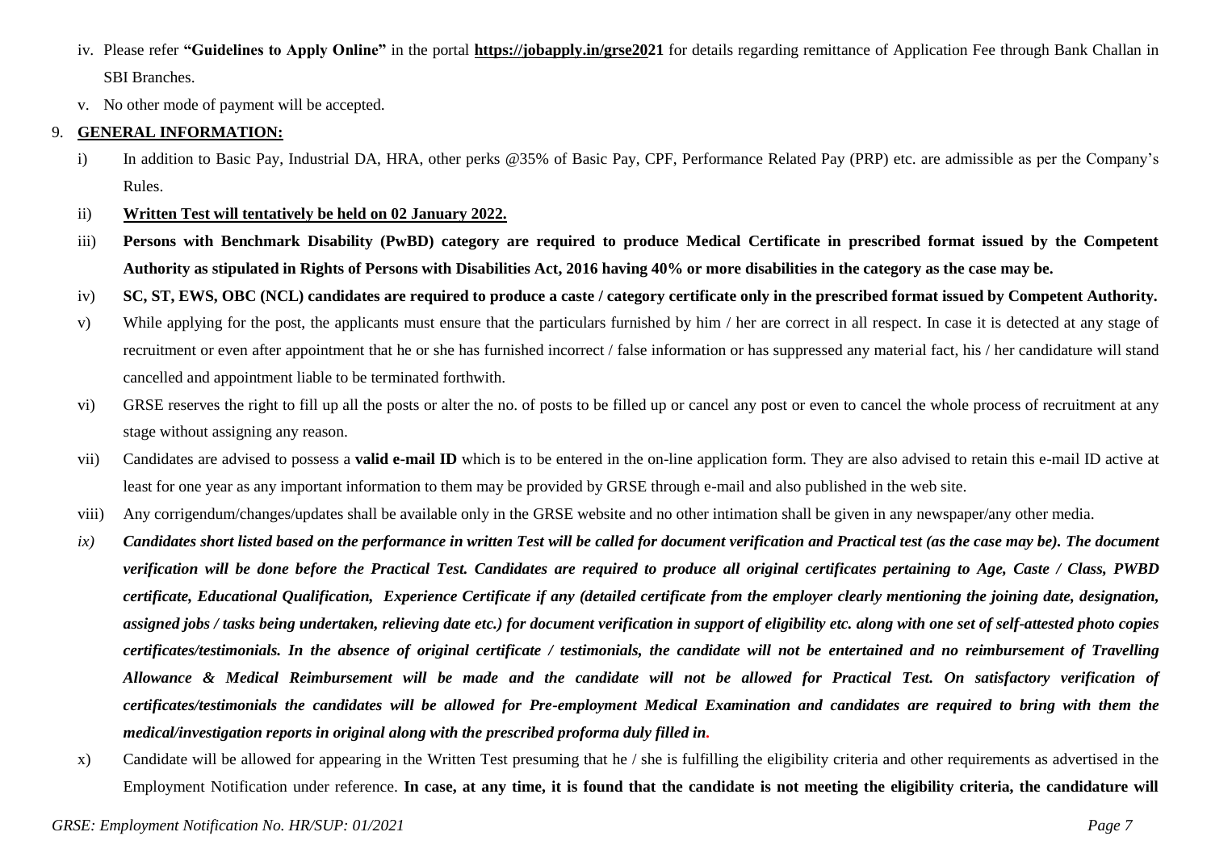iv. Please refer **"Guidelines to Apply Online"** in the portal **https://jobapply.in/grse2021** for details regarding remittance of Application Fee through Bank Challan in SBI Branches.

v. No other mode of payment will be accepted.

9. **GENERAL INFORMATION:**

i) In addition to Basic Pay, Industrial DA, HRA, other perks @35% of Basic Pay, CPF, Performance Related Pay (PRP) etc. are admissible as per the Company's Rules.

ii) **Written Test will tentatively be held on 02 January 2022.**

iii) **Persons with Benchmark Disability (PwBD) category are required to produce Medical Certificate in prescribed format issued by the Competent Authority as stipulated in Rights of Persons with Disabilities Act, 2016 having 40% or more disabilities in the category as the case may be.**

iv) **SC, ST, EWS, OBC (NCL) candidates are required to produce a caste / category certificate only in the prescribed format issued by Competent Authority.**

v) While applying for the post, the applicants must ensure that the particulars furnished by him / her are correct in all respect. In case it is detected at any stage of recruitment or even after appointment that he or she has furnished incorrect / false information or has suppressed any material fact, his / her candidature will stand cancelled and appointment liable to be terminated forthwith.

vi) GRSE reserves the right to fill up all the posts or alter the no. of posts to be filled up or cancel any post or even to cancel the whole process of recruitment at any stage without assigning any reason.

vii) Candidates are advised to possess a **valid e-mail ID** which is to be entered in the on-line application form. They are also advised to retain this e-mail ID active at least for one year as any important information to them may be provided by GRSE through e-mail and also published in the web site.

viii) Any corrigendum/changes/updates shall be available only in the GRSE website and no other intimation shall be given in any newspaper/any other media.

*ix)* ***Candidates short listed based on the performance in written Test will be called for document verification and Practical test (as the case may be). The document verification will be done before the Practical Test. Candidates are required to produce all original certificates pertaining to Age, Caste / Class, PWBD certificate, Educational Qualification, Experience Certificate if any (detailed certificate from the employer clearly mentioning the joining date, designation, assigned jobs / tasks being undertaken, relieving date etc.) for document verification in support of eligibility etc. along with one set of self-attested photo copies certificates/testimonials. In the absence of original certificate / testimonials, the candidate will not be entertained and no reimbursement of Travelling Allowance & Medical Reimbursement will be made and the candidate will not be allowed for Practical Test. On satisfactory verification of certificates/testimonials the candidates will be allowed for Pre-employment Medical Examination and candidates are required to bring with them the medical/investigation reports in original along with the prescribed proforma duly filled in.***

x) Candidate will be allowed for appearing in the Written Test presuming that he / she is fulfilling the eligibility criteria and other requirements as advertised in the Employment Notification under reference. **In case, at any time, it is found that the candidate is not meeting the eligibility criteria, the candidature will**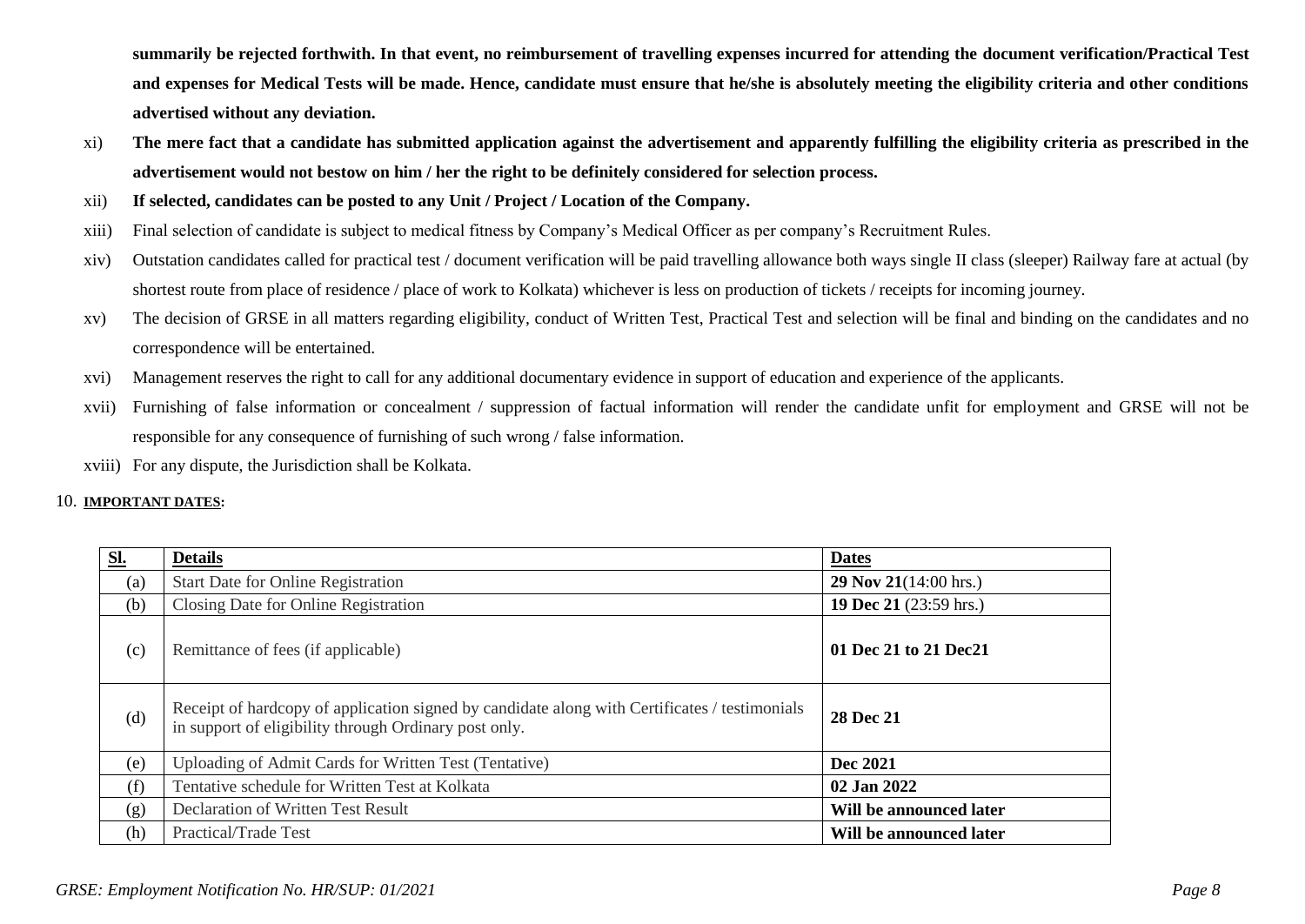**summarily be rejected forthwith. In that event, no reimbursement of travelling expenses incurred for attending the document verification/Practical Test and expenses for Medical Tests will be made. Hence, candidate must ensure that he/she is absolutely meeting the eligibility criteria and other conditions advertised without any deviation.**

xi) **The mere fact that a candidate has submitted application against the advertisement and apparently fulfilling the eligibility criteria as prescribed in the advertisement would not bestow on him / her the right to be definitely considered for selection process.**

xii) **If selected, candidates can be posted to any Unit / Project / Location of the Company.**

xiii) Final selection of candidate is subject to medical fitness by Company's Medical Officer as per company's Recruitment Rules.

xiv) Outstation candidates called for practical test / document verification will be paid travelling allowance both ways single II class (sleeper) Railway fare at actual (by shortest route from place of residence / place of work to Kolkata) whichever is less on production of tickets / receipts for incoming journey.

xv) The decision of GRSE in all matters regarding eligibility, conduct of Written Test, Practical Test and selection will be final and binding on the candidates and no correspondence will be entertained.

xvi) Management reserves the right to call for any additional documentary evidence in support of education and experience of the applicants.

xvii) Furnishing of false information or concealment / suppression of factual information will render the candidate unfit for employment and GRSE will not be responsible for any consequence of furnishing of such wrong / false information.

xviii) For any dispute, the Jurisdiction shall be Kolkata.

10. **IMPORTANT DATES:**

| Sl. | Details | Dates |
|---|---|---|
| (a) | Start Date for Online Registration | **29 Nov 21**(14:00 hrs.) |
| (b) | Closing Date for Online Registration | **19 Dec 21** (23:59 hrs.) |
| (c) | Remittance of fees (if applicable) | **01 Dec 21 to 21 Dec21** |
| (d) | Receipt of hardcopy of application signed by candidate along with Certificates / testimonials in support of eligibility through Ordinary post only. | **28 Dec 21** |
| (e) | Uploading of Admit Cards for Written Test (Tentative) | **Dec 2021** |
| (f) | Tentative schedule for Written Test at Kolkata | **02 Jan 2022** |
| (g) | Declaration of Written Test Result | **Will be announced later** |
| (h) | Practical/Trade Test | **Will be announced later** |